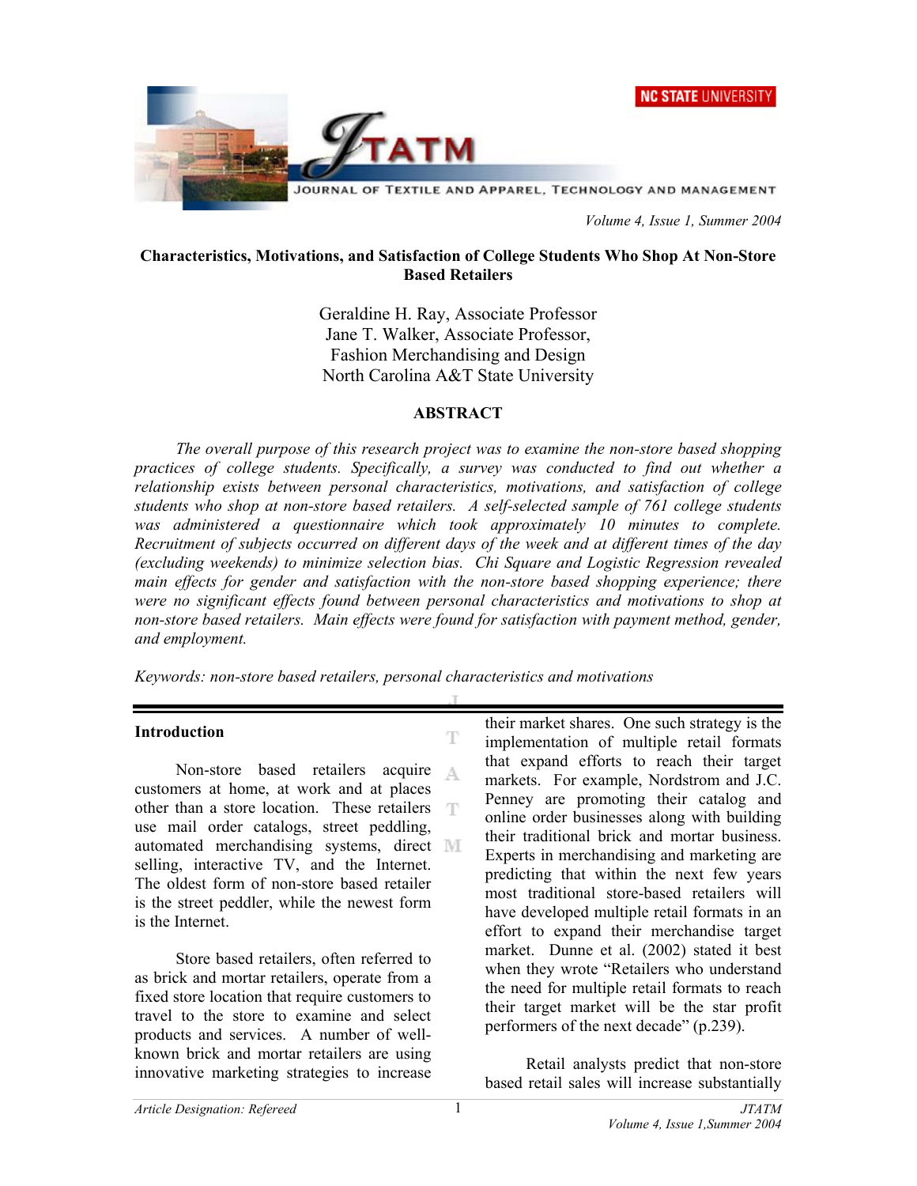# Characteristics, Motivations, and Satisfaction of College Students Who Shop At Non-Store Based Retailers

Geraldine H. Ray, Associate Professor
Jane T. Walker, Associate Professor,
Fashion Merchandising and Design
North Carolina A&T State University

## ABSTRACT

*The overall purpose of this research project was to examine the non-store based shopping practices of college students. Specifically, a survey was conducted to find out whether a relationship exists between personal characteristics, motivations, and satisfaction of college students who shop at non-store based retailers. A self-selected sample of 761 college students was administered a questionnaire which took approximately 10 minutes to complete. Recruitment of subjects occurred on different days of the week and at different times of the day (excluding weekends) to minimize selection bias. Chi Square and Logistic Regression revealed main effects for gender and satisfaction with the non-store based shopping experience; there were no significant effects found between personal characteristics and motivations to shop at non-store based retailers. Main effects were found for satisfaction with payment method, gender, and employment.*

*Keywords: non-store based retailers, personal characteristics and motivations*

## Introduction

Non-store based retailers acquire customers at home, at work and at places other than a store location. These retailers use mail order catalogs, street peddling, automated merchandising systems, direct selling, interactive TV, and the Internet. The oldest form of non-store based retailer is the street peddler, while the newest form is the Internet.

Store based retailers, often referred to as brick and mortar retailers, operate from a fixed store location that require customers to travel to the store to examine and select products and services. A number of well-known brick and mortar retailers are using innovative marketing strategies to increase their market shares. One such strategy is the implementation of multiple retail formats that expand efforts to reach their target markets. For example, Nordstrom and J.C. Penney are promoting their catalog and online order businesses along with building their traditional brick and mortar business. Experts in merchandising and marketing are predicting that within the next few years most traditional store-based retailers will have developed multiple retail formats in an effort to expand their merchandise target market. Dunne et al. (2002) stated it best when they wrote "Retailers who understand the need for multiple retail formats to reach their target market will be the star profit performers of the next decade" (p.239).

Retail analysts predict that non-store based retail sales will increase substantially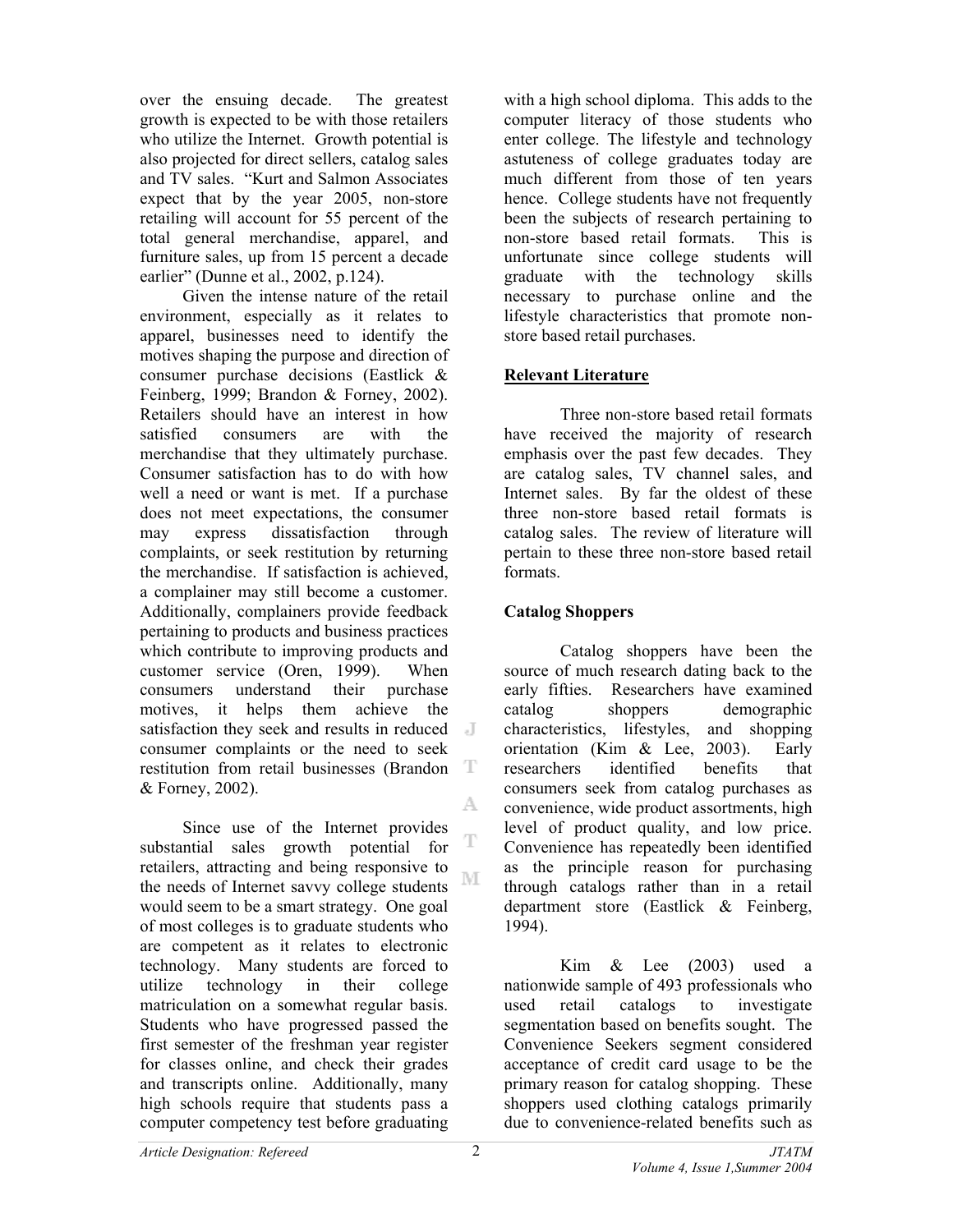over the ensuing decade. The greatest growth is expected to be with those retailers who utilize the Internet. Growth potential is also projected for direct sellers, catalog sales and TV sales. "Kurt and Salmon Associates expect that by the year 2005, non-store retailing will account for 55 percent of the total general merchandise, apparel, and furniture sales, up from 15 percent a decade earlier" (Dunne et al., 2002, p.124).

Given the intense nature of the retail environment, especially as it relates to apparel, businesses need to identify the motives shaping the purpose and direction of consumer purchase decisions (Eastlick & Feinberg, 1999; Brandon & Forney, 2002). Retailers should have an interest in how satisfied consumers are with the merchandise that they ultimately purchase. Consumer satisfaction has to do with how well a need or want is met. If a purchase does not meet expectations, the consumer may express dissatisfaction through complaints, or seek restitution by returning the merchandise. If satisfaction is achieved, a complainer may still become a customer. Additionally, complainers provide feedback pertaining to products and business practices which contribute to improving products and customer service (Oren, 1999). When consumers understand their purchase motives, it helps them achieve the satisfaction they seek and results in reduced consumer complaints or the need to seek restitution from retail businesses (Brandon & Forney, 2002).

Since use of the Internet provides substantial sales growth potential for retailers, attracting and being responsive to the needs of Internet savvy college students would seem to be a smart strategy. One goal of most colleges is to graduate students who are competent as it relates to electronic technology. Many students are forced to utilize technology in their college matriculation on a somewhat regular basis. Students who have progressed passed the first semester of the freshman year register for classes online, and check their grades and transcripts online. Additionally, many high schools require that students pass a computer competency test before graduating with a high school diploma. This adds to the computer literacy of those students who enter college. The lifestyle and technology astuteness of college graduates today are much different from those of ten years hence. College students have not frequently been the subjects of research pertaining to non-store based retail formats. This is unfortunate since college students will graduate with the technology skills necessary to purchase online and the lifestyle characteristics that promote non-store based retail purchases.

## Relevant Literature

Three non-store based retail formats have received the majority of research emphasis over the past few decades. They are catalog sales, TV channel sales, and Internet sales. By far the oldest of these three non-store based retail formats is catalog sales. The review of literature will pertain to these three non-store based retail formats.

### Catalog Shoppers

Catalog shoppers have been the source of much research dating back to the early fifties. Researchers have examined catalog shoppers demographic characteristics, lifestyles, and shopping orientation (Kim & Lee, 2003). Early researchers identified benefits that consumers seek from catalog purchases as convenience, wide product assortments, high level of product quality, and low price. Convenience has repeatedly been identified as the principle reason for purchasing through catalogs rather than in a retail department store (Eastlick & Feinberg, 1994).

Kim & Lee (2003) used a nationwide sample of 493 professionals who used retail catalogs to investigate segmentation based on benefits sought. The Convenience Seekers segment considered acceptance of credit card usage to be the primary reason for catalog shopping. These shoppers used clothing catalogs primarily due to convenience-related benefits such as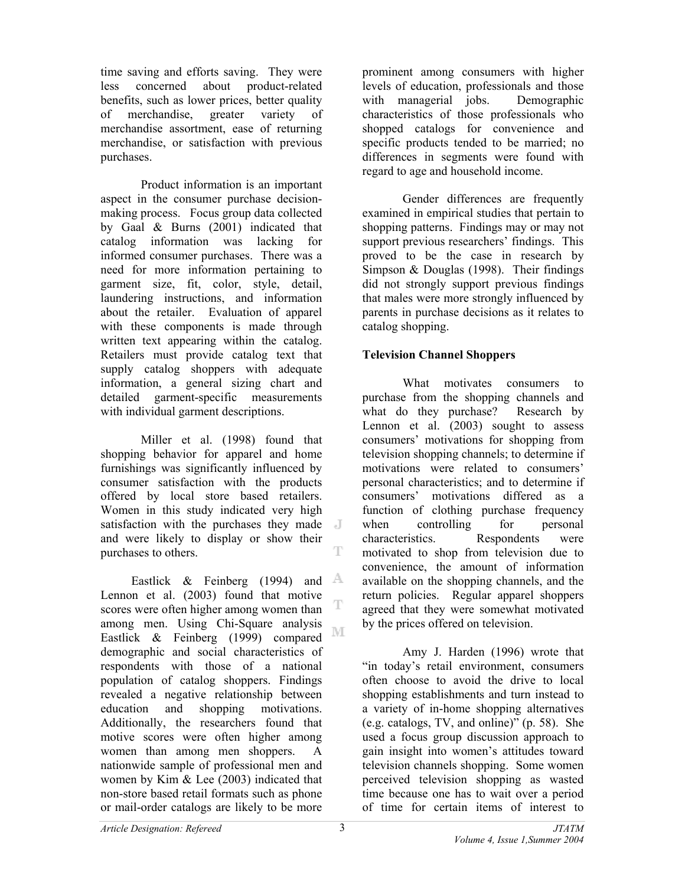time saving and efforts saving. They were less concerned about product-related benefits, such as lower prices, better quality of merchandise, greater variety of merchandise assortment, ease of returning merchandise, or satisfaction with previous purchases.

Product information is an important aspect in the consumer purchase decision-making process. Focus group data collected by Gaal & Burns (2001) indicated that catalog information was lacking for informed consumer purchases. There was a need for more information pertaining to garment size, fit, color, style, detail, laundering instructions, and information about the retailer. Evaluation of apparel with these components is made through written text appearing within the catalog. Retailers must provide catalog text that supply catalog shoppers with adequate information, a general sizing chart and detailed garment-specific measurements with individual garment descriptions.

Miller et al. (1998) found that shopping behavior for apparel and home furnishings was significantly influenced by consumer satisfaction with the products offered by local store based retailers. Women in this study indicated very high satisfaction with the purchases they made and were likely to display or show their purchases to others.

Eastlick & Feinberg (1994) and Lennon et al. (2003) found that motive scores were often higher among women than among men. Using Chi-Square analysis Eastlick & Feinberg (1999) compared demographic and social characteristics of respondents with those of a national population of catalog shoppers. Findings revealed a negative relationship between education and shopping motivations. Additionally, the researchers found that motive scores were often higher among women than among men shoppers. A nationwide sample of professional men and women by Kim & Lee (2003) indicated that non-store based retail formats such as phone or mail-order catalogs are likely to be more prominent among consumers with higher levels of education, professionals and those with managerial jobs. Demographic characteristics of those professionals who shopped catalogs for convenience and specific products tended to be married; no differences in segments were found with regard to age and household income.

Gender differences are frequently examined in empirical studies that pertain to shopping patterns. Findings may or may not support previous researchers' findings. This proved to be the case in research by Simpson & Douglas (1998). Their findings did not strongly support previous findings that males were more strongly influenced by parents in purchase decisions as it relates to catalog shopping.

**Television Channel Shoppers**

What motivates consumers to purchase from the shopping channels and what do they purchase? Research by Lennon et al. (2003) sought to assess consumers' motivations for shopping from television shopping channels; to determine if motivations were related to consumers' personal characteristics; and to determine if consumers' motivations differed as a function of clothing purchase frequency when controlling for personal characteristics. Respondents were motivated to shop from television due to convenience, the amount of information available on the shopping channels, and the return policies. Regular apparel shoppers agreed that they were somewhat motivated by the prices offered on television.

Amy J. Harden (1996) wrote that "in today's retail environment, consumers often choose to avoid the drive to local shopping establishments and turn instead to a variety of in-home shopping alternatives (e.g. catalogs, TV, and online)" (p. 58). She used a focus group discussion approach to gain insight into women's attitudes toward television channels shopping. Some women perceived television shopping as wasted time because one has to wait over a period of time for certain items of interest to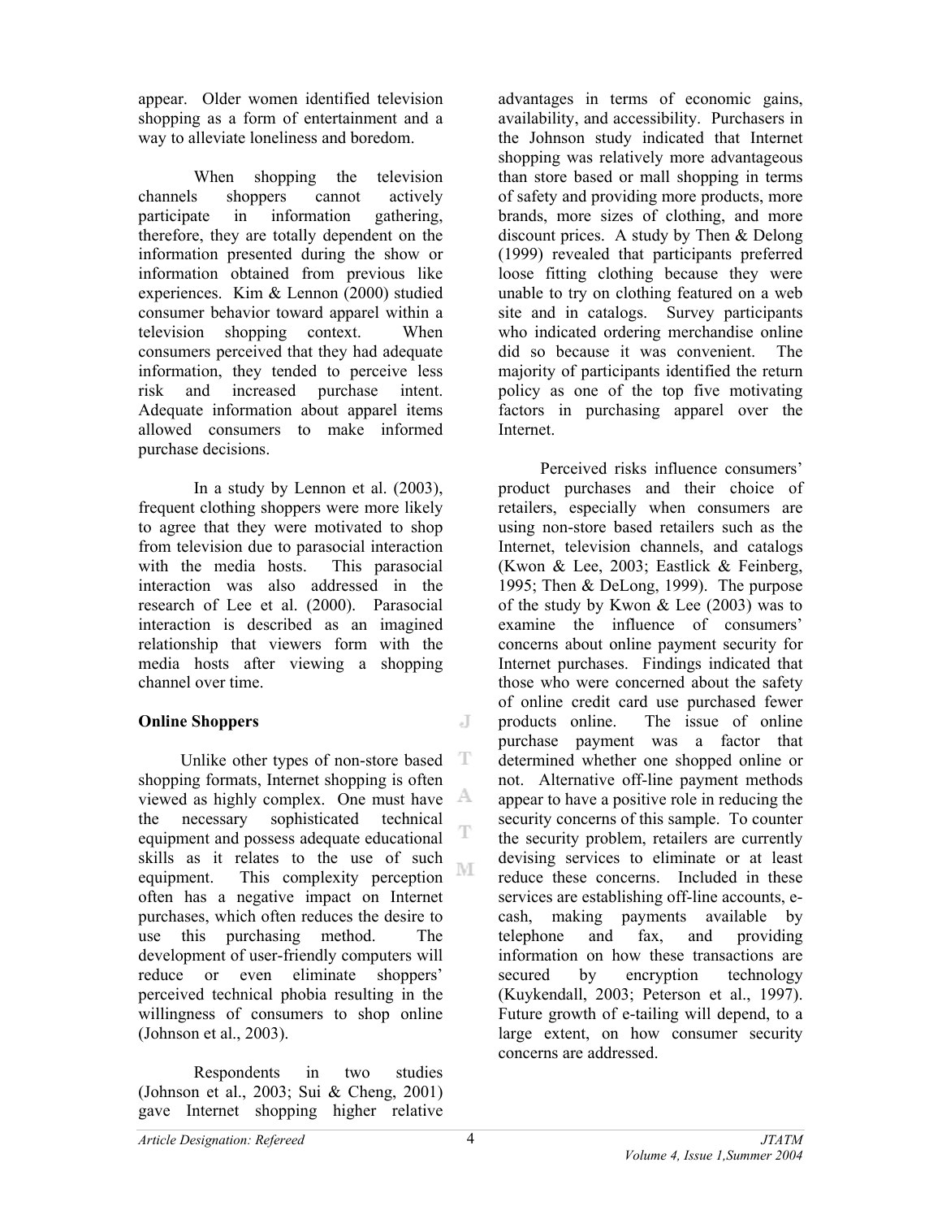appear. Older women identified television shopping as a form of entertainment and a way to alleviate loneliness and boredom.

When shopping the television channels shoppers cannot actively participate in information gathering, therefore, they are totally dependent on the information presented during the show or information obtained from previous like experiences. Kim & Lennon (2000) studied consumer behavior toward apparel within a television shopping context. When consumers perceived that they had adequate information, they tended to perceive less risk and increased purchase intent. Adequate information about apparel items allowed consumers to make informed purchase decisions.

In a study by Lennon et al. (2003), frequent clothing shoppers were more likely to agree that they were motivated to shop from television due to parasocial interaction with the media hosts. This parasocial interaction was also addressed in the research of Lee et al. (2000). Parasocial interaction is described as an imagined relationship that viewers form with the media hosts after viewing a shopping channel over time.

### Online Shoppers

Unlike other types of non-store based shopping formats, Internet shopping is often viewed as highly complex. One must have the necessary sophisticated technical equipment and possess adequate educational skills as it relates to the use of such equipment. This complexity perception often has a negative impact on Internet purchases, which often reduces the desire to use this purchasing method. The development of user-friendly computers will reduce or even eliminate shoppers' perceived technical phobia resulting in the willingness of consumers to shop online (Johnson et al., 2003).

Respondents in two studies (Johnson et al., 2003; Sui & Cheng, 2001) gave Internet shopping higher relative advantages in terms of economic gains, availability, and accessibility. Purchasers in the Johnson study indicated that Internet shopping was relatively more advantageous than store based or mall shopping in terms of safety and providing more products, more brands, more sizes of clothing, and more discount prices. A study by Then & Delong (1999) revealed that participants preferred loose fitting clothing because they were unable to try on clothing featured on a web site and in catalogs. Survey participants who indicated ordering merchandise online did so because it was convenient. The majority of participants identified the return policy as one of the top five motivating factors in purchasing apparel over the Internet.

Perceived risks influence consumers' product purchases and their choice of retailers, especially when consumers are using non-store based retailers such as the Internet, television channels, and catalogs (Kwon & Lee, 2003; Eastlick & Feinberg, 1995; Then & DeLong, 1999). The purpose of the study by Kwon & Lee (2003) was to examine the influence of consumers' concerns about online payment security for Internet purchases. Findings indicated that those who were concerned about the safety of online credit card use purchased fewer products online. The issue of online purchase payment was a factor that determined whether one shopped online or not. Alternative off-line payment methods appear to have a positive role in reducing the security concerns of this sample. To counter the security problem, retailers are currently devising services to eliminate or at least reduce these concerns. Included in these services are establishing off-line accounts, e-cash, making payments available by telephone and fax, and providing information on how these transactions are secured by encryption technology (Kuykendall, 2003; Peterson et al., 1997). Future growth of e-tailing will depend, to a large extent, on how consumer security concerns are addressed.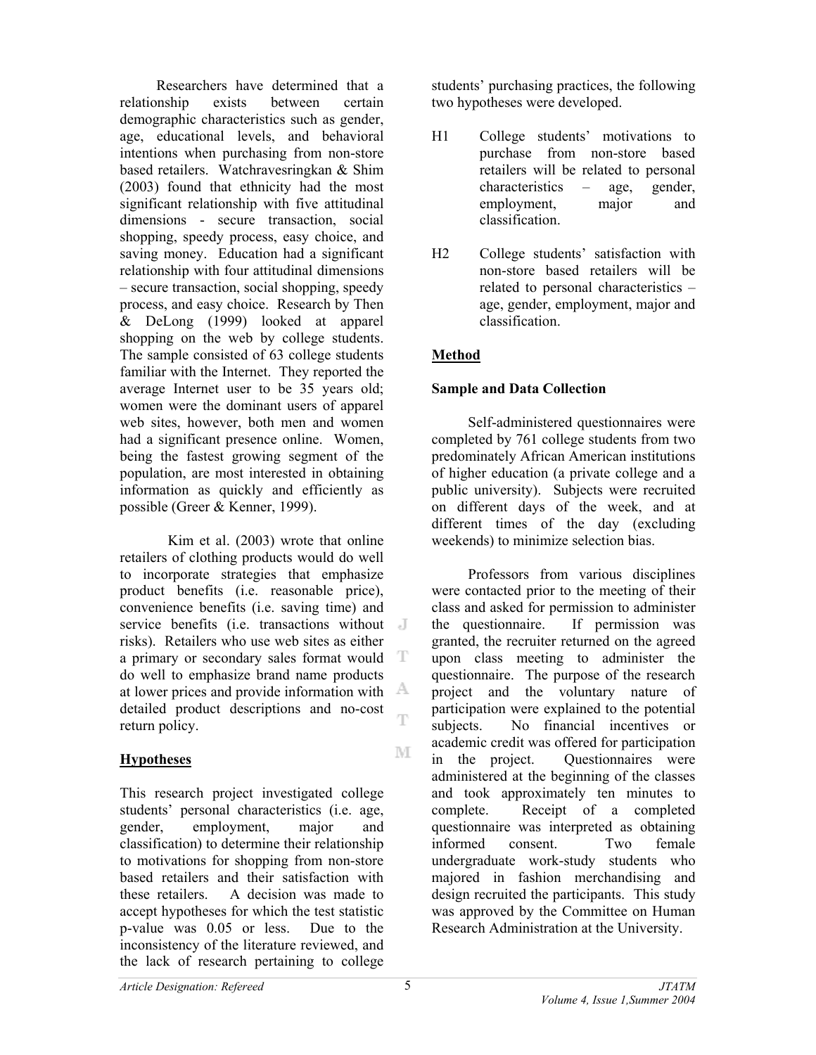Researchers have determined that a relationship exists between certain demographic characteristics such as gender, age, educational levels, and behavioral intentions when purchasing from non-store based retailers. Watchravesringkan & Shim (2003) found that ethnicity had the most significant relationship with five attitudinal dimensions - secure transaction, social shopping, speedy process, easy choice, and saving money. Education had a significant relationship with four attitudinal dimensions – secure transaction, social shopping, speedy process, and easy choice. Research by Then & DeLong (1999) looked at apparel shopping on the web by college students. The sample consisted of 63 college students familiar with the Internet. They reported the average Internet user to be 35 years old; women were the dominant users of apparel web sites, however, both men and women had a significant presence online. Women, being the fastest growing segment of the population, are most interested in obtaining information as quickly and efficiently as possible (Greer & Kenner, 1999).

Kim et al. (2003) wrote that online retailers of clothing products would do well to incorporate strategies that emphasize product benefits (i.e. reasonable price), convenience benefits (i.e. saving time) and service benefits (i.e. transactions without risks). Retailers who use web sites as either a primary or secondary sales format would do well to emphasize brand name products at lower prices and provide information with detailed product descriptions and no-cost return policy.

## Hypotheses

This research project investigated college students' personal characteristics (i.e. age, gender, employment, major and classification) to determine their relationship to motivations for shopping from non-store based retailers and their satisfaction with these retailers. A decision was made to accept hypotheses for which the test statistic p-value was 0.05 or less. Due to the inconsistency of the literature reviewed, and the lack of research pertaining to college students' purchasing practices, the following two hypotheses were developed.

H1 College students' motivations to purchase from non-store based retailers will be related to personal characteristics – age, gender, employment, major and classification.

H2 College students' satisfaction with non-store based retailers will be related to personal characteristics – age, gender, employment, major and classification.

## Method

### Sample and Data Collection

Self-administered questionnaires were completed by 761 college students from two predominately African American institutions of higher education (a private college and a public university). Subjects were recruited on different days of the week, and at different times of the day (excluding weekends) to minimize selection bias.

Professors from various disciplines were contacted prior to the meeting of their class and asked for permission to administer the questionnaire. If permission was granted, the recruiter returned on the agreed upon class meeting to administer the questionnaire. The purpose of the research project and the voluntary nature of participation were explained to the potential subjects. No financial incentives or academic credit was offered for participation in the project. Questionnaires were administered at the beginning of the classes and took approximately ten minutes to complete. Receipt of a completed questionnaire was interpreted as obtaining informed consent. Two female undergraduate work-study students who majored in fashion merchandising and design recruited the participants. This study was approved by the Committee on Human Research Administration at the University.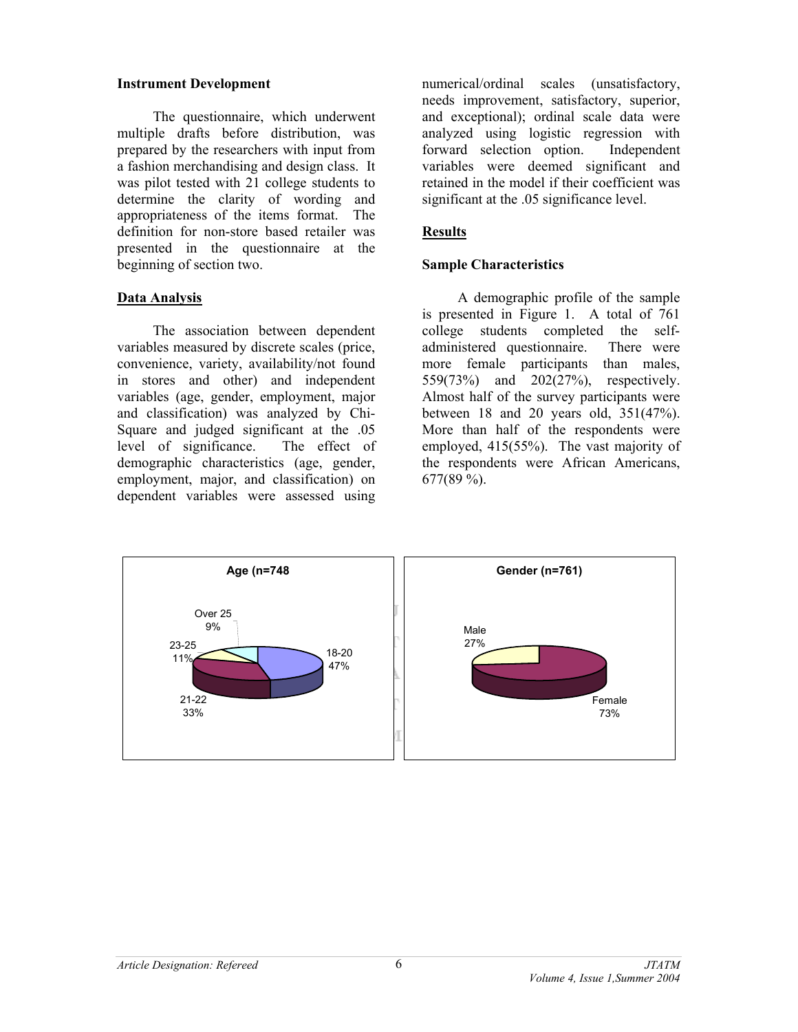### Instrument Development

The questionnaire, which underwent multiple drafts before distribution, was prepared by the researchers with input from a fashion merchandising and design class. It was pilot tested with 21 college students to determine the clarity of wording and appropriateness of the items format. The definition for non-store based retailer was presented in the questionnaire at the beginning of section two.

## Data Analysis

The association between dependent variables measured by discrete scales (price, convenience, variety, availability/not found in stores and other) and independent variables (age, gender, employment, major and classification) was analyzed by Chi-Square and judged significant at the .05 level of significance. The effect of demographic characteristics (age, gender, employment, major, and classification) on dependent variables were assessed using numerical/ordinal scales (unsatisfactory, needs improvement, satisfactory, superior, and exceptional); ordinal scale data were analyzed using logistic regression with forward selection option. Independent variables were deemed significant and retained in the model if their coefficient was significant at the .05 significance level.

## Results

### Sample Characteristics

A demographic profile of the sample is presented in Figure 1. A total of 761 college students completed the self-administered questionnaire. There were more female participants than males, 559(73%) and 202(27%), respectively. Almost half of the survey participants were between 18 and 20 years old, 351(47%). More than half of the respondents were employed, 415(55%). The vast majority of the respondents were African Americans, 677(89 %).

**Age (n=748**

- 18-20: 47%
- 21-22: 33%
- 23-25: 11%
- Over 25: 9%

**Gender (n=761)**

- Female: 73%
- Male: 27%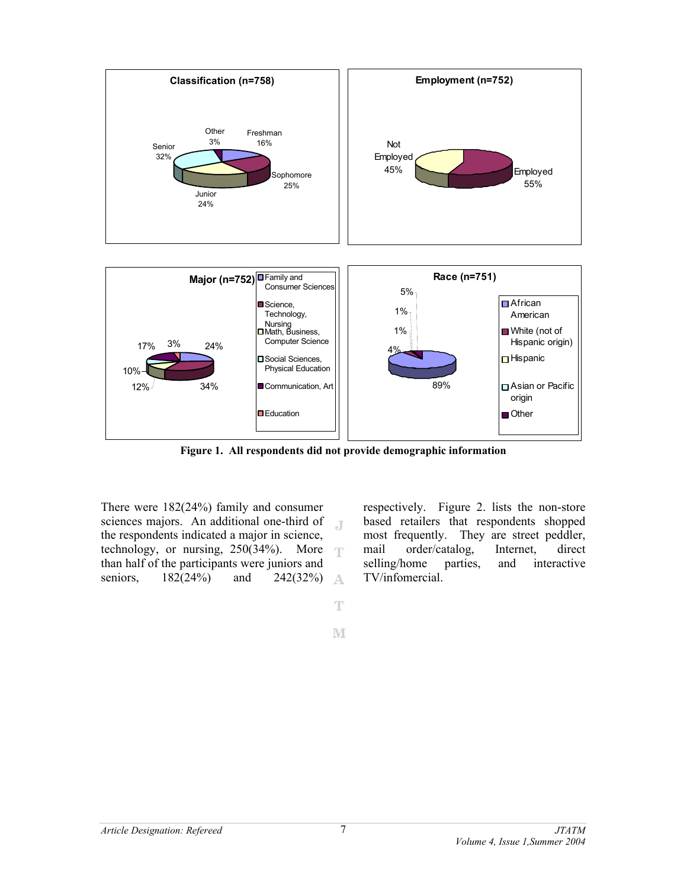**Figure 1. All respondents did not provide demographic information**

There were 182(24%) family and consumer sciences majors. An additional one-third of the respondents indicated a major in science, technology, or nursing, 250(34%). More than half of the participants were juniors and seniors, 182(24%) and 242(32%) respectively. Figure 2. lists the non-store based retailers that respondents shopped most frequently. They are street peddler, mail order/catalog, Internet, direct selling/home parties, and interactive TV/infomercial.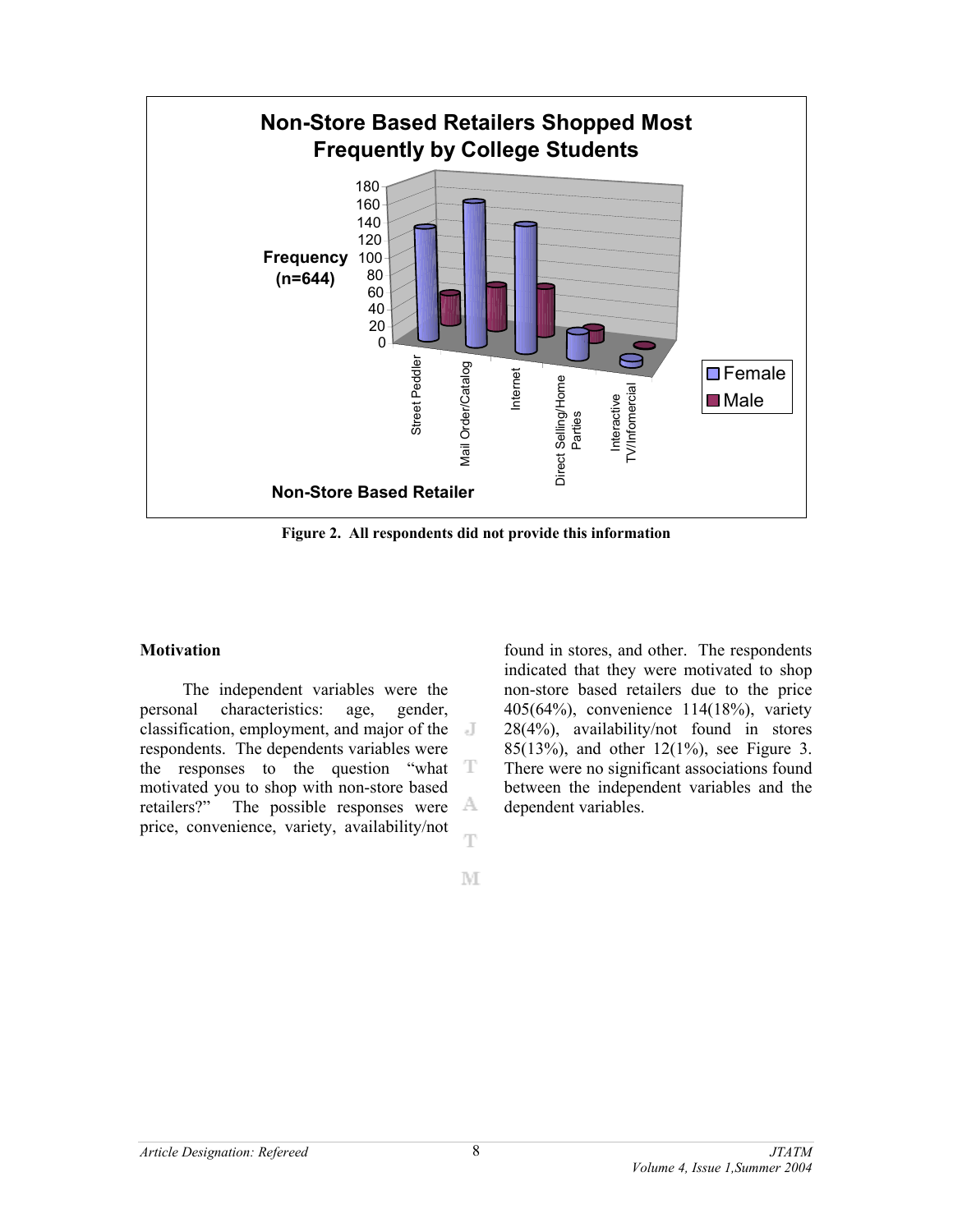Figure 2. All respondents did not provide this information

## Motivation

The independent variables were the personal characteristics: age, gender, classification, employment, and major of the respondents. The dependents variables were the responses to the question "what motivated you to shop with non-store based retailers?" The possible responses were price, convenience, variety, availability/not found in stores, and other. The respondents indicated that they were motivated to shop non-store based retailers due to the price 405(64%), convenience 114(18%), variety 28(4%), availability/not found in stores 85(13%), and other 12(1%), see Figure 3. There were no significant associations found between the independent variables and the dependent variables.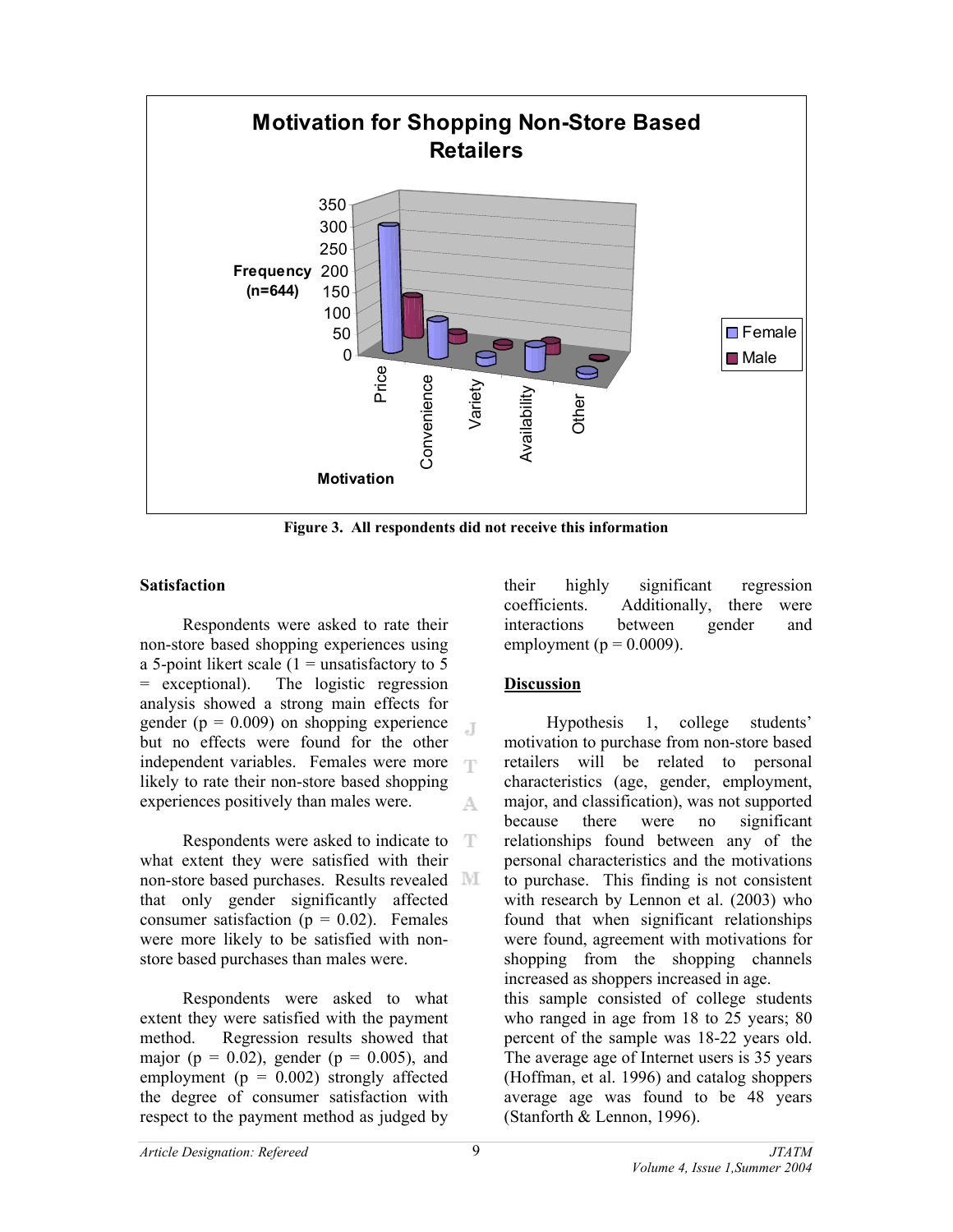**Motivation for Shopping Non-Store Based Retailers**

Figure 3. All respondents did not receive this information

**Satisfaction**

Respondents were asked to rate their non-store based shopping experiences using a 5-point likert scale (1 = unsatisfactory to 5 = exceptional). The logistic regression analysis showed a strong main effects for gender ($p = 0.009$) on shopping experience but no effects were found for the other independent variables. Females were more likely to rate their non-store based shopping experiences positively than males were.

Respondents were asked to indicate to what extent they were satisfied with their non-store based purchases. Results revealed that only gender significantly affected consumer satisfaction ($p = 0.02$). Females were more likely to be satisfied with non-store based purchases than males were.

Respondents were asked to what extent they were satisfied with the payment method. Regression results showed that major ($p = 0.02$), gender ($p = 0.005$), and employment ($p = 0.002$) strongly affected the degree of consumer satisfaction with respect to the payment method as judged by their highly significant regression coefficients. Additionally, there were interactions between gender and employment ($p = 0.0009$).

**Discussion**

Hypothesis 1, college students' motivation to purchase from non-store based retailers will be related to personal characteristics (age, gender, employment, major, and classification), was not supported because there were no significant relationships found between any of the personal characteristics and the motivations to purchase. This finding is not consistent with research by Lennon et al. (2003) who found that when significant relationships were found, agreement with motivations for shopping from the shopping channels increased as shoppers increased in age. this sample consisted of college students who ranged in age from 18 to 25 years; 80 percent of the sample was 18-22 years old. The average age of Internet users is 35 years (Hoffman, et al. 1996) and catalog shoppers average age was found to be 48 years (Stanforth & Lennon, 1996).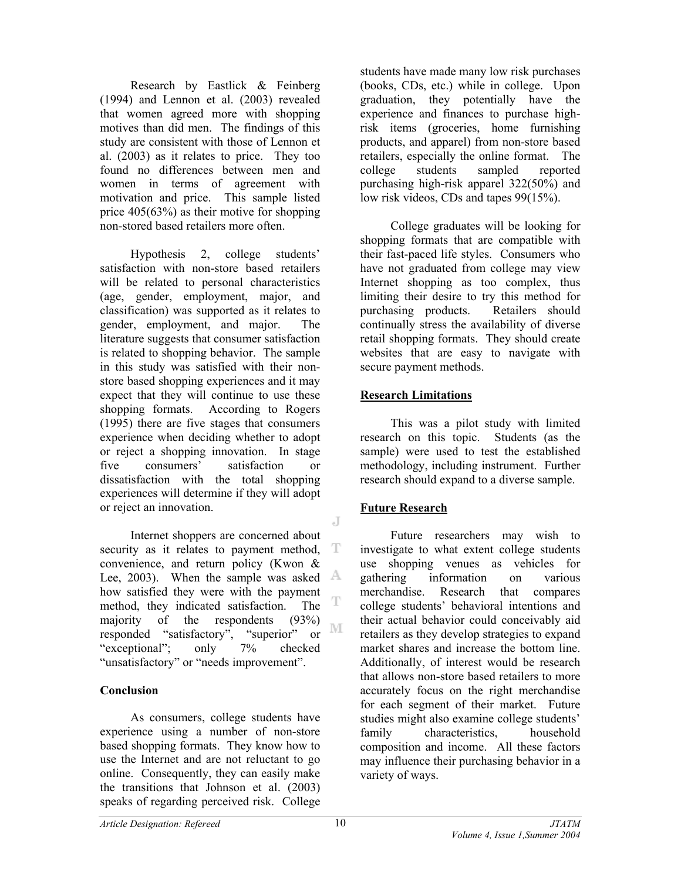Research by Eastlick & Feinberg (1994) and Lennon et al. (2003) revealed that women agreed more with shopping motives than did men. The findings of this study are consistent with those of Lennon et al. (2003) as it relates to price. They too found no differences between men and women in terms of agreement with motivation and price. This sample listed price 405(63%) as their motive for shopping non-stored based retailers more often.

Hypothesis 2, college students' satisfaction with non-store based retailers will be related to personal characteristics (age, gender, employment, major, and classification) was supported as it relates to gender, employment, and major. The literature suggests that consumer satisfaction is related to shopping behavior. The sample in this study was satisfied with their non-store based shopping experiences and it may expect that they will continue to use these shopping formats. According to Rogers (1995) there are five stages that consumers experience when deciding whether to adopt or reject a shopping innovation. In stage five consumers' satisfaction or dissatisfaction with the total shopping experiences will determine if they will adopt or reject an innovation.

Internet shoppers are concerned about security as it relates to payment method, convenience, and return policy (Kwon & Lee, 2003). When the sample was asked how satisfied they were with the payment method, they indicated satisfaction. The majority of the respondents (93%) responded "satisfactory", "superior" or "exceptional"; only 7% checked "unsatisfactory" or "needs improvement".

## Conclusion

As consumers, college students have experience using a number of non-store based shopping formats. They know how to use the Internet and are not reluctant to go online. Consequently, they can easily make the transitions that Johnson et al. (2003) speaks of regarding perceived risk. College students have made many low risk purchases (books, CDs, etc.) while in college. Upon graduation, they potentially have the experience and finances to purchase high-risk items (groceries, home furnishing products, and apparel) from non-store based retailers, especially the online format. The college students sampled reported purchasing high-risk apparel 322(50%) and low risk videos, CDs and tapes 99(15%).

College graduates will be looking for shopping formats that are compatible with their fast-paced life styles. Consumers who have not graduated from college may view Internet shopping as too complex, thus limiting their desire to try this method for purchasing products. Retailers should continually stress the availability of diverse retail shopping formats. They should create websites that are easy to navigate with secure payment methods.

## Research Limitations

This was a pilot study with limited research on this topic. Students (as the sample) were used to test the established methodology, including instrument. Further research should expand to a diverse sample.

## Future Research

Future researchers may wish to investigate to what extent college students use shopping venues as vehicles for gathering information on various merchandise. Research that compares college students' behavioral intentions and their actual behavior could conceivably aid retailers as they develop strategies to expand market shares and increase the bottom line. Additionally, of interest would be research that allows non-store based retailers to more accurately focus on the right merchandise for each segment of their market. Future studies might also examine college students' family characteristics, household composition and income. All these factors may influence their purchasing behavior in a variety of ways.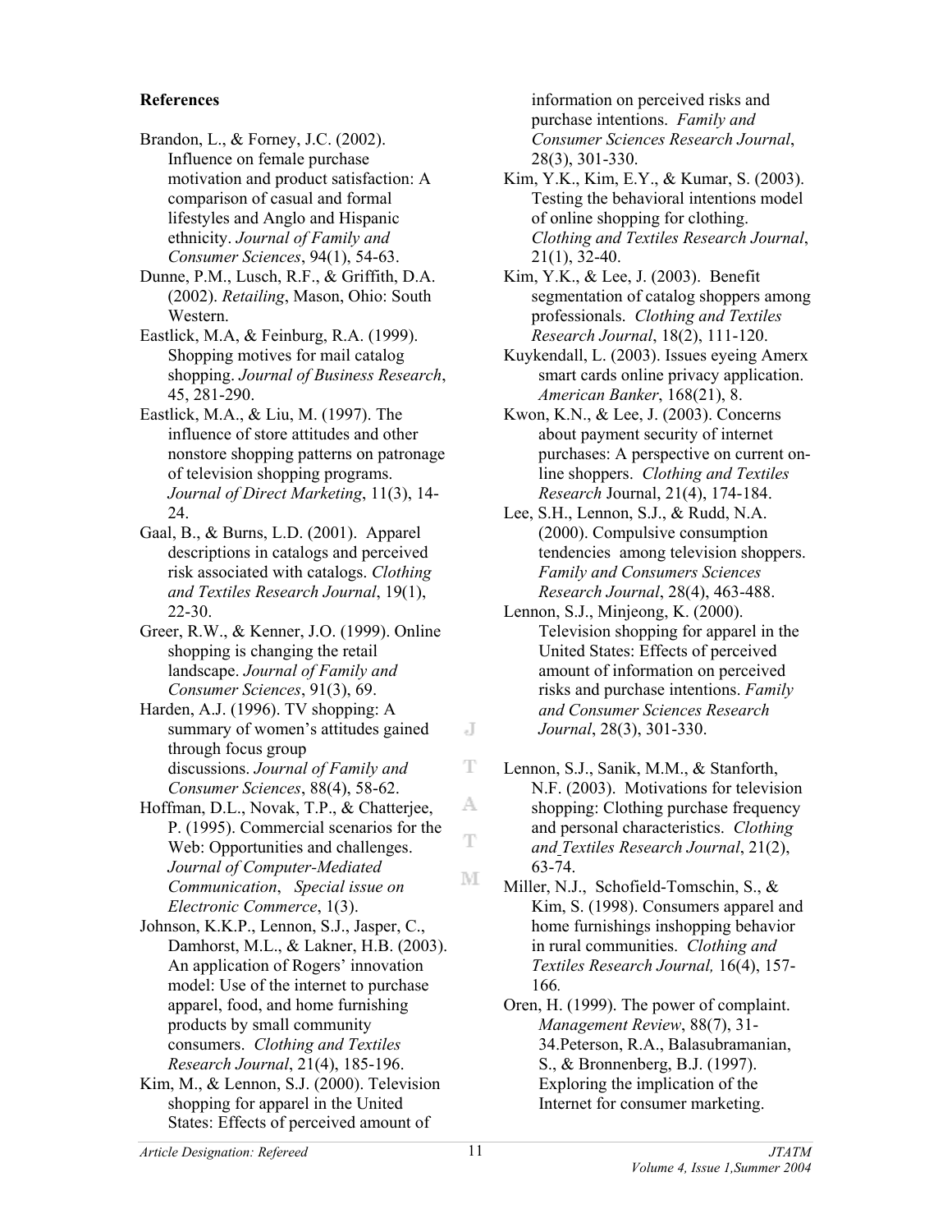## References

Brandon, L., & Forney, J.C. (2002). Influence on female purchase motivation and product satisfaction: A comparison of casual and formal lifestyles and Anglo and Hispanic ethnicity. *Journal of Family and Consumer Sciences*, 94(1), 54-63.

Dunne, P.M., Lusch, R.F., & Griffith, D.A. (2002). *Retailing*, Mason, Ohio: South Western.

Eastlick, M.A, & Feinburg, R.A. (1999). Shopping motives for mail catalog shopping. *Journal of Business Research*, 45, 281-290.

Eastlick, M.A., & Liu, M. (1997). The influence of store attitudes and other nonstore shopping patterns on patronage of television shopping programs. *Journal of Direct Marketing*, 11(3), 14-24.

Gaal, B., & Burns, L.D. (2001). Apparel descriptions in catalogs and perceived risk associated with catalogs. *Clothing and Textiles Research Journal*, 19(1), 22-30.

Greer, R.W., & Kenner, J.O. (1999). Online shopping is changing the retail landscape. *Journal of Family and Consumer Sciences*, 91(3), 69.

Harden, A.J. (1996). TV shopping: A summary of women's attitudes gained through focus group discussions. *Journal of Family and Consumer Sciences*, 88(4), 58-62.

Hoffman, D.L., Novak, T.P., & Chatterjee, P. (1995). Commercial scenarios for the Web: Opportunities and challenges. *Journal of Computer-Mediated Communication*, *Special issue on Electronic Commerce*, 1(3).

Johnson, K.K.P., Lennon, S.J., Jasper, C., Damhorst, M.L., & Lakner, H.B. (2003). An application of Rogers' innovation model: Use of the internet to purchase apparel, food, and home furnishing products by small community consumers. *Clothing and Textiles Research Journal*, 21(4), 185-196.

Kim, M., & Lennon, S.J. (2000). Television shopping for apparel in the United States: Effects of perceived amount of information on perceived risks and purchase intentions. *Family and Consumer Sciences Research Journal*, 28(3), 301-330.

Kim, Y.K., Kim, E.Y., & Kumar, S. (2003). Testing the behavioral intentions model of online shopping for clothing. *Clothing and Textiles Research Journal*, 21(1), 32-40.

Kim, Y.K., & Lee, J. (2003). Benefit segmentation of catalog shoppers among professionals. *Clothing and Textiles Research Journal*, 18(2), 111-120.

Kuykendall, L. (2003). Issues eyeing Amerx smart cards online privacy application. *American Banker*, 168(21), 8.

Kwon, K.N., & Lee, J. (2003). Concerns about payment security of internet purchases: A perspective on current on-line shoppers. *Clothing and Textiles Research* Journal, 21(4), 174-184.

Lee, S.H., Lennon, S.J., & Rudd, N.A. (2000). Compulsive consumption tendencies among television shoppers. *Family and Consumers Sciences Research Journal*, 28(4), 463-488.

Lennon, S.J., Minjeong, K. (2000). Television shopping for apparel in the United States: Effects of perceived amount of information on perceived risks and purchase intentions. *Family and Consumer Sciences Research Journal*, 28(3), 301-330.

Lennon, S.J., Sanik, M.M., & Stanforth, N.F. (2003). Motivations for television shopping: Clothing purchase frequency and personal characteristics. *Clothing and Textiles Research Journal*, 21(2), 63-74.

Miller, N.J., Schofield-Tomschin, S., & Kim, S. (1998). Consumers apparel and home furnishings inshopping behavior in rural communities. *Clothing and Textiles Research Journal,* 16(4), 157-166*.*

Oren, H. (1999). The power of complaint. *Management Review*, 88(7), 31-34.Peterson, R.A., Balasubramanian, S., & Bronnenberg, B.J. (1997). Exploring the implication of the Internet for consumer marketing.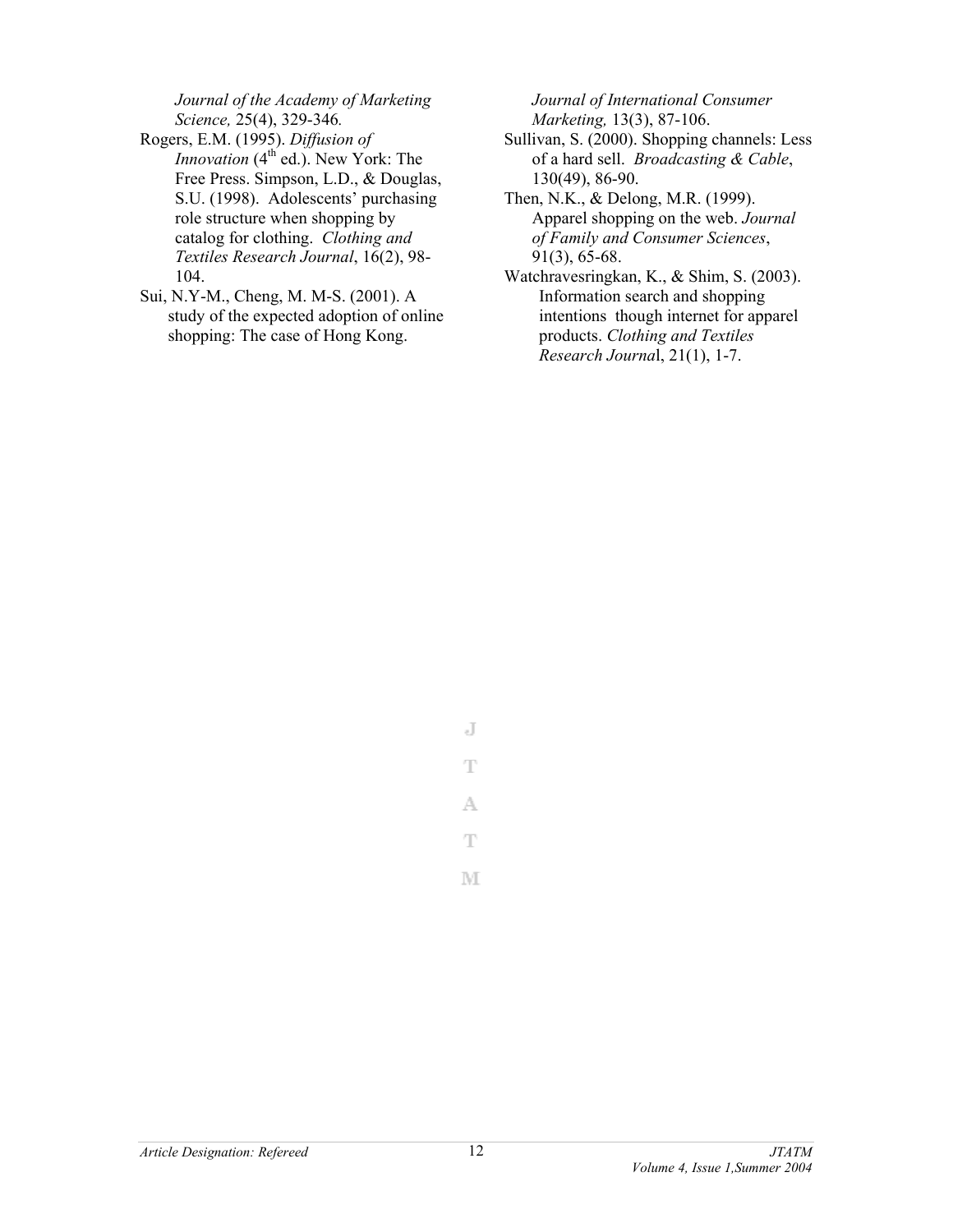*Journal of the Academy of Marketing Science,* 25(4), 329-346*.*

Rogers, E.M. (1995). *Diffusion of Innovation* (4th ed.). New York: The Free Press. Simpson, L.D., & Douglas, S.U. (1998). Adolescents' purchasing role structure when shopping by catalog for clothing. *Clothing and Textiles Research Journal*, 16(2), 98-104.

Sui, N.Y-M., Cheng, M. M-S. (2001). A study of the expected adoption of online shopping: The case of Hong Kong. *Journal of International Consumer Marketing,* 13(3), 87-106.

Sullivan, S. (2000). Shopping channels: Less of a hard sell. *Broadcasting & Cable*, 130(49), 86-90.

Then, N.K., & Delong, M.R. (1999). Apparel shopping on the web. *Journal of Family and Consumer Sciences*, 91(3), 65-68.

Watchravesringkan, K., & Shim, S. (2003). Information search and shopping intentions though internet for apparel products. *Clothing and Textiles Research Journa*l, 21(1), 1-7.